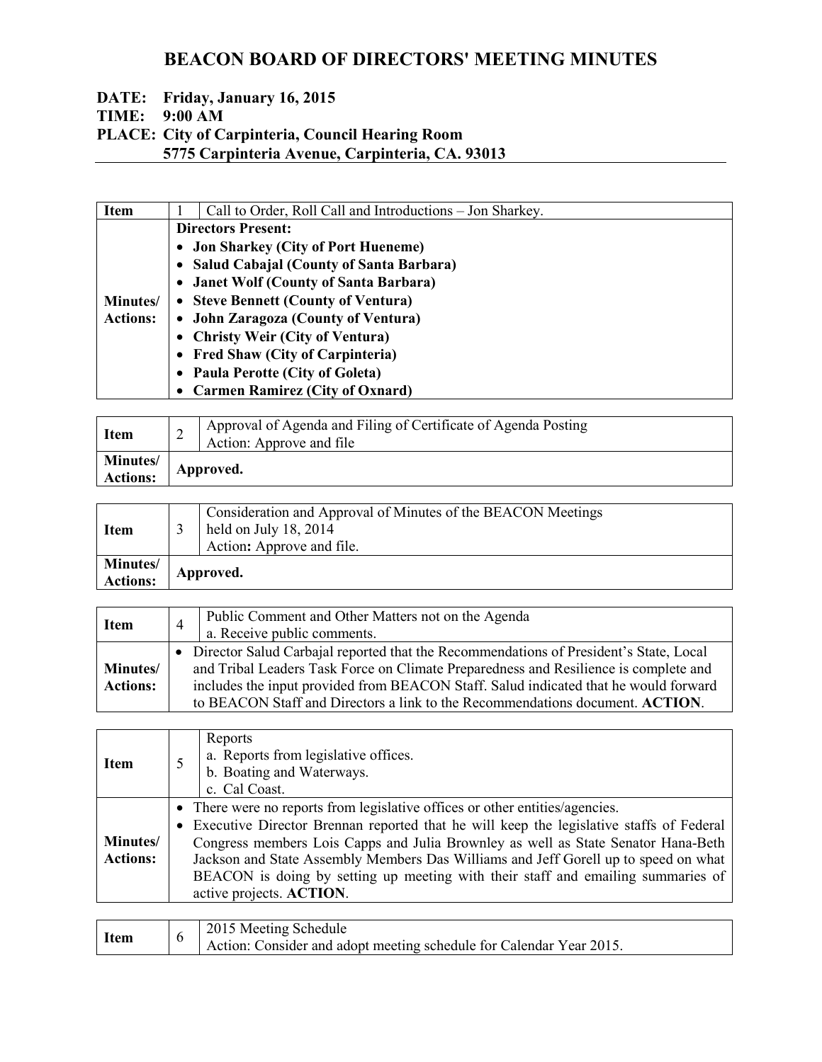# BEACON BOARD OF DIRECTORS' MEETING MINUTES

**DATE: Friday, January 16, 2015**
**TIME: 9:00 AM**
**PLACE: City of Carpinteria, Council Hearing Room**
**5775 Carpinteria Avenue, Carpinteria, CA. 93013**

| **Item** | 1 | Call to Order, Roll Call and Introductions – Jon Sharkey. |
|---|---|---|
| **Minutes/ Actions:** | **Directors Present:**<br>• **Jon Sharkey (City of Port Hueneme)**<br>• **Salud Cabajal (County of Santa Barbara)**<br>• **Janet Wolf (County of Santa Barbara)**<br>• **Steve Bennett (County of Ventura)**<br>• **John Zaragoza (County of Ventura)**<br>• **Christy Weir (City of Ventura)**<br>• **Fred Shaw (City of Carpinteria)**<br>• **Paula Perotte (City of Goleta)**<br>• **Carmen Ramirez (City of Oxnard)** | |

| **Item** | 2 | Approval of Agenda and Filing of Certificate of Agenda Posting<br>Action: Approve and file |
|---|---|---|
| **Minutes/ Actions:** | **Approved.** | |

| **Item** | 3 | Consideration and Approval of Minutes of the BEACON Meetings held on July 18, 2014<br>Action**:** Approve and file. |
|---|---|---|
| **Minutes/ Actions:** | **Approved.** | |

| **Item** | 4 | Public Comment and Other Matters not on the Agenda<br>a. Receive public comments. |
|---|---|---|
| **Minutes/ Actions:** | • Director Salud Carbajal reported that the Recommendations of President's State, Local and Tribal Leaders Task Force on Climate Preparedness and Resilience is complete and includes the input provided from BEACON Staff. Salud indicated that he would forward to BEACON Staff and Directors a link to the Recommendations document. **ACTION**. | |

| **Item** | 5 | Reports<br>a. Reports from legislative offices.<br>b. Boating and Waterways.<br>c. Cal Coast. |
|---|---|---|
| **Minutes/ Actions:** | • There were no reports from legislative offices or other entities/agencies.<br>• Executive Director Brennan reported that he will keep the legislative staffs of Federal Congress members Lois Capps and Julia Brownley as well as State Senator Hana-Beth Jackson and State Assembly Members Das Williams and Jeff Gorell up to speed on what BEACON is doing by setting up meeting with their staff and emailing summaries of active projects. **ACTION**. | |

| **Item** | 6 | 2015 Meeting Schedule<br>Action: Consider and adopt meeting schedule for Calendar Year 2015. |
|---|---|---|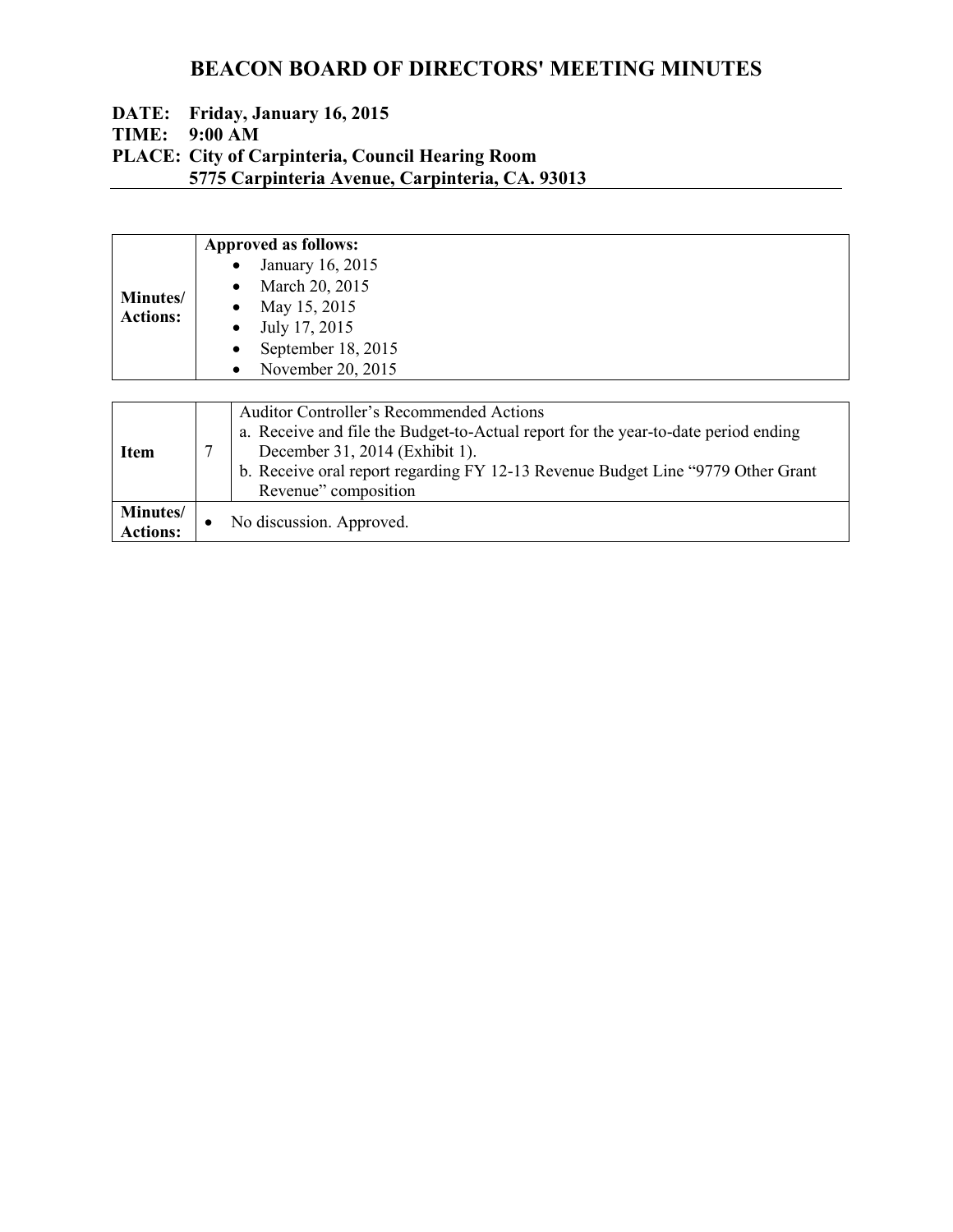# BEACON BOARD OF DIRECTORS' MEETING MINUTES

**DATE: Friday, January 16, 2015**
**TIME: 9:00 AM**
**PLACE: City of Carpinteria, Council Hearing Room**
**5775 Carpinteria Avenue, Carpinteria, CA. 93013**

| | |
|---|---|
| **Minutes/ Actions:** | **Approved as follows:**<br>• January 16, 2015<br>• March 20, 2015<br>• May 15, 2015<br>• July 17, 2015<br>• September 18, 2015<br>• November 20, 2015 |

| | | |
|---|---|---|
| **Item** | 7 | Auditor Controller's Recommended Actions<br>a. Receive and file the Budget-to-Actual report for the year-to-date period ending December 31, 2014 (Exhibit 1).<br>b. Receive oral report regarding FY 12-13 Revenue Budget Line "9779 Other Grant Revenue" composition |
| **Minutes/ Actions:** | • No discussion. Approved. | |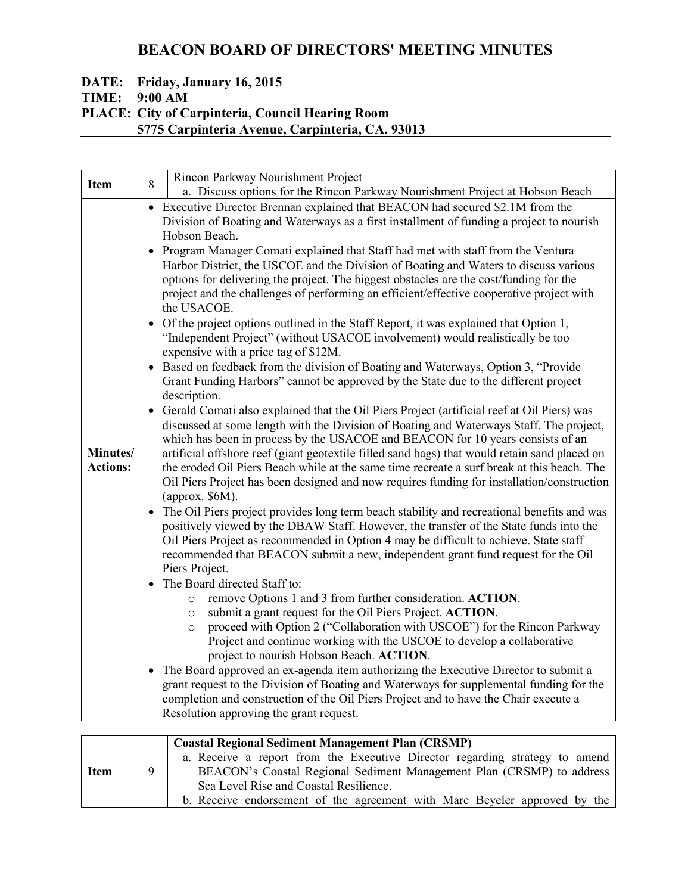# BEACON BOARD OF DIRECTORS' MEETING MINUTES

**DATE: Friday, January 16, 2015**
**TIME: 9:00 AM**
**PLACE: City of Carpinteria, Council Hearing Room**
**5775 Carpinteria Avenue, Carpinteria, CA. 93013**

| **Item** | 8 | Rincon Parkway Nourishment Project<br>a. Discuss options for the Rincon Parkway Nourishment Project at Hobson Beach |
|---|---|---|
| **Minutes/ Actions:** | | • Executive Director Brennan explained that BEACON had secured \$2.1M from the Division of Boating and Waterways as a first installment of funding a project to nourish Hobson Beach.<br>• Program Manager Comati explained that Staff had met with staff from the Ventura Harbor District, the USCOE and the Division of Boating and Waters to discuss various options for delivering the project. The biggest obstacles are the cost/funding for the project and the challenges of performing an efficient/effective cooperative project with the USACOE.<br>• Of the project options outlined in the Staff Report, it was explained that Option 1, "Independent Project" (without USACOE involvement) would realistically be too expensive with a price tag of \$12M.<br>• Based on feedback from the division of Boating and Waterways, Option 3, "Provide Grant Funding Harbors" cannot be approved by the State due to the different project description.<br>• Gerald Comati also explained that the Oil Piers Project (artificial reef at Oil Piers) was discussed at some length with the Division of Boating and Waterways Staff. The project, which has been in process by the USACOE and BEACON for 10 years consists of an artificial offshore reef (giant geotextile filled sand bags) that would retain sand placed on the eroded Oil Piers Beach while at the same time recreate a surf break at this beach. The Oil Piers Project has been designed and now requires funding for installation/construction (approx. \$6M).<br>• The Oil Piers project provides long term beach stability and recreational benefits and was positively viewed by the DBAW Staff. However, the transfer of the State funds into the Oil Piers Project as recommended in Option 4 may be difficult to achieve. State staff recommended that BEACON submit a new, independent grant fund request for the Oil Piers Project.<br>• The Board directed Staff to:<br>  ○ remove Options 1 and 3 from further consideration. **ACTION**.<br>  ○ submit a grant request for the Oil Piers Project. **ACTION**.<br>  ○ proceed with Option 2 ("Collaboration with USCOE") for the Rincon Parkway Project and continue working with the USCOE to develop a collaborative project to nourish Hobson Beach. **ACTION**.<br>• The Board approved an ex-agenda item authorizing the Executive Director to submit a grant request to the Division of Boating and Waterways for supplemental funding for the completion and construction of the Oil Piers Project and to have the Chair execute a Resolution approving the grant request. |

| **Item** | 9 | **Coastal Regional Sediment Management Plan (CRSMP)**<br>a. Receive a report from the Executive Director regarding strategy to amend BEACON's Coastal Regional Sediment Management Plan (CRSMP) to address Sea Level Rise and Coastal Resilience.<br>b. Receive endorsement of the agreement with Marc Beyeler approved by the |
|---|---|---|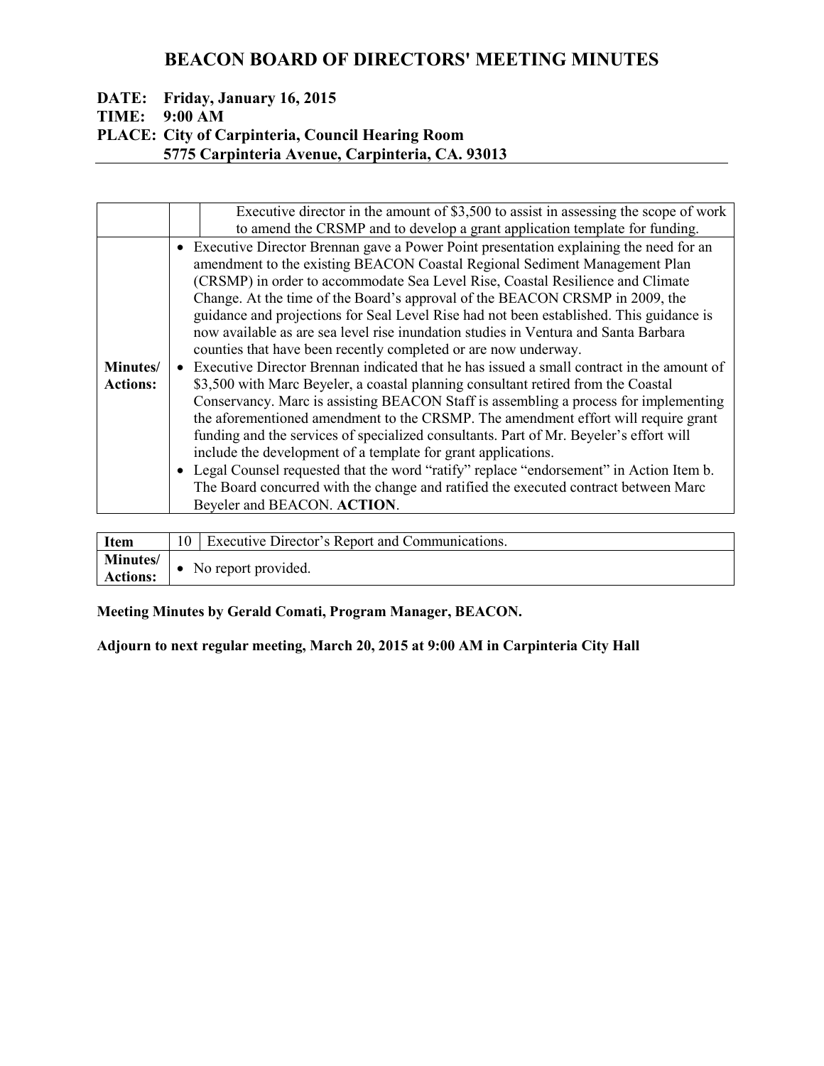# BEACON BOARD OF DIRECTORS' MEETING MINUTES

**DATE: Friday, January 16, 2015**
**TIME: 9:00 AM**
**PLACE: City of Carpinteria, Council Hearing Room**
**5775 Carpinteria Avenue, Carpinteria, CA. 93013**

| | | |
|---|---|---|
| | | Executive director in the amount of $3,500 to assist in assessing the scope of work to amend the CRSMP and to develop a grant application template for funding. |
| **Minutes/ Actions:** | • Executive Director Brennan gave a Power Point presentation explaining the need for an amendment to the existing BEACON Coastal Regional Sediment Management Plan (CRSMP) in order to accommodate Sea Level Rise, Coastal Resilience and Climate Change. At the time of the Board's approval of the BEACON CRSMP in 2009, the guidance and projections for Seal Level Rise had not been established. This guidance is now available as are sea level rise inundation studies in Ventura and Santa Barbara counties that have been recently completed or are now underway.<br>• Executive Director Brennan indicated that he has issued a small contract in the amount of $3,500 with Marc Beyeler, a coastal planning consultant retired from the Coastal Conservancy. Marc is assisting BEACON Staff is assembling a process for implementing the aforementioned amendment to the CRSMP. The amendment effort will require grant funding and the services of specialized consultants. Part of Mr. Beyeler's effort will include the development of a template for grant applications.<br>• Legal Counsel requested that the word "ratify" replace "endorsement" in Action Item b. The Board concurred with the change and ratified the executed contract between Marc Beyeler and BEACON. **ACTION**. | |

| **Item** | 10 | Executive Director's Report and Communications. |
|---|---|---|
| **Minutes/ Actions:** | • No report provided. | |

**Meeting Minutes by Gerald Comati, Program Manager, BEACON.**

**Adjourn to next regular meeting, March 20, 2015 at 9:00 AM in Carpinteria City Hall**